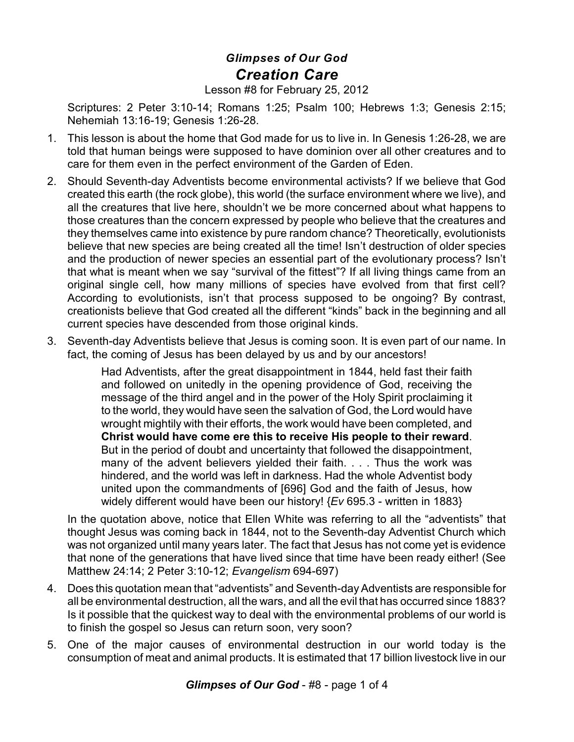## *Glimpses of Our God*

# *Creation Care*

Lesson #8 for February 25, 2012

Scriptures: 2 Peter 3:10-14; Romans 1:25; Psalm 100; Hebrews 1:3; Genesis 2:15; Nehemiah 13:16-19; Genesis 1:26-28.

1. This lesson is about the home that God made for us to live in. In Genesis 1:26-28, we are told that human beings were supposed to have dominion over all other creatures and to care for them even in the perfect environment of the Garden of Eden.

2. Should Seventh-day Adventists become environmental activists? If we believe that God created this earth (the rock globe), this world (the surface environment where we live), and all the creatures that live here, shouldn't we be more concerned about what happens to those creatures than the concern expressed by people who believe that the creatures and they themselves came into existence by pure random chance? Theoretically, evolutionists believe that new species are being created all the time! Isn't destruction of older species and the production of newer species an essential part of the evolutionary process? Isn't that what is meant when we say "survival of the fittest"? If all living things came from an original single cell, how many millions of species have evolved from that first cell? According to evolutionists, isn't that process supposed to be ongoing? By contrast, creationists believe that God created all the different "kinds" back in the beginning and all current species have descended from those original kinds.

3. Seventh-day Adventists believe that Jesus is coming soon. It is even part of our name. In fact, the coming of Jesus has been delayed by us and by our ancestors!

   > Had Adventists, after the great disappointment in 1844, held fast their faith and followed on unitedly in the opening providence of God, receiving the message of the third angel and in the power of the Holy Spirit proclaiming it to the world, they would have seen the salvation of God, the Lord would have wrought mightily with their efforts, the work would have been completed, and **Christ would have come ere this to receive His people to their reward**. But in the period of doubt and uncertainty that followed the disappointment, many of the advent believers yielded their faith. . . . Thus the work was hindered, and the world was left in darkness. Had the whole Adventist body united upon the commandments of [696] God and the faith of Jesus, how widely different would have been our history! {*Ev* 695.3 - written in 1883}

   In the quotation above, notice that Ellen White was referring to all the "adventists" that thought Jesus was coming back in 1844, not to the Seventh-day Adventist Church which was not organized until many years later. The fact that Jesus has not come yet is evidence that none of the generations that have lived since that time have been ready either! (See Matthew 24:14; 2 Peter 3:10-12; *Evangelism* 694-697)

4. Does this quotation mean that "adventists" and Seventh-day Adventists are responsible for all be environmental destruction, all the wars, and all the evil that has occurred since 1883? Is it possible that the quickest way to deal with the environmental problems of our world is to finish the gospel so Jesus can return soon, very soon?

5. One of the major causes of environmental destruction in our world today is the consumption of meat and animal products. It is estimated that 17 billion livestock live in our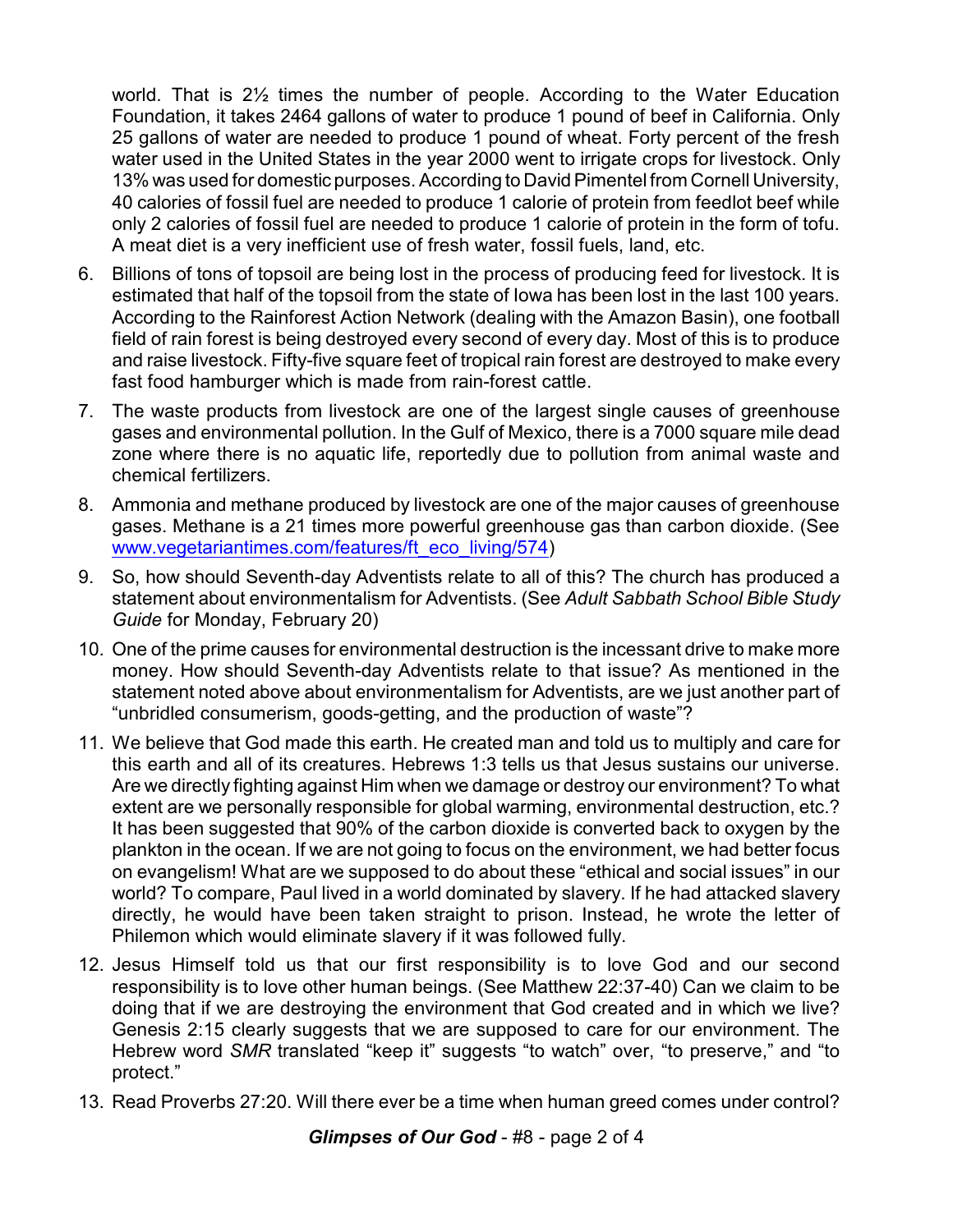world. That is 2½ times the number of people. According to the Water Education Foundation, it takes 2464 gallons of water to produce 1 pound of beef in California. Only 25 gallons of water are needed to produce 1 pound of wheat. Forty percent of the fresh water used in the United States in the year 2000 went to irrigate crops for livestock. Only 13% was used for domestic purposes. According to David Pimentel from Cornell University, 40 calories of fossil fuel are needed to produce 1 calorie of protein from feedlot beef while only 2 calories of fossil fuel are needed to produce 1 calorie of protein in the form of tofu. A meat diet is a very inefficient use of fresh water, fossil fuels, land, etc.

6. Billions of tons of topsoil are being lost in the process of producing feed for livestock. It is estimated that half of the topsoil from the state of Iowa has been lost in the last 100 years. According to the Rainforest Action Network (dealing with the Amazon Basin), one football field of rain forest is being destroyed every second of every day. Most of this is to produce and raise livestock. Fifty-five square feet of tropical rain forest are destroyed to make every fast food hamburger which is made from rain-forest cattle.
7. The waste products from livestock are one of the largest single causes of greenhouse gases and environmental pollution. In the Gulf of Mexico, there is a 7000 square mile dead zone where there is no aquatic life, reportedly due to pollution from animal waste and chemical fertilizers.
8. Ammonia and methane produced by livestock are one of the major causes of greenhouse gases. Methane is a 21 times more powerful greenhouse gas than carbon dioxide. (See www.vegetariantimes.com/features/ft_eco_living/574)
9. So, how should Seventh-day Adventists relate to all of this? The church has produced a statement about environmentalism for Adventists. (See *Adult Sabbath School Bible Study Guide* for Monday, February 20)
10. One of the prime causes for environmental destruction is the incessant drive to make more money. How should Seventh-day Adventists relate to that issue? As mentioned in the statement noted above about environmentalism for Adventists, are we just another part of "unbridled consumerism, goods-getting, and the production of waste"?
11. We believe that God made this earth. He created man and told us to multiply and care for this earth and all of its creatures. Hebrews 1:3 tells us that Jesus sustains our universe. Are we directly fighting against Him when we damage or destroy our environment? To what extent are we personally responsible for global warming, environmental destruction, etc.? It has been suggested that 90% of the carbon dioxide is converted back to oxygen by the plankton in the ocean. If we are not going to focus on the environment, we had better focus on evangelism! What are we supposed to do about these "ethical and social issues" in our world? To compare, Paul lived in a world dominated by slavery. If he had attacked slavery directly, he would have been taken straight to prison. Instead, he wrote the letter of Philemon which would eliminate slavery if it was followed fully.
12. Jesus Himself told us that our first responsibility is to love God and our second responsibility is to love other human beings. (See Matthew 22:37-40) Can we claim to be doing that if we are destroying the environment that God created and in which we live? Genesis 2:15 clearly suggests that we are supposed to care for our environment. The Hebrew word *SMR* translated "keep it" suggests "to watch" over, "to preserve," and "to protect."
13. Read Proverbs 27:20. Will there ever be a time when human greed comes under control?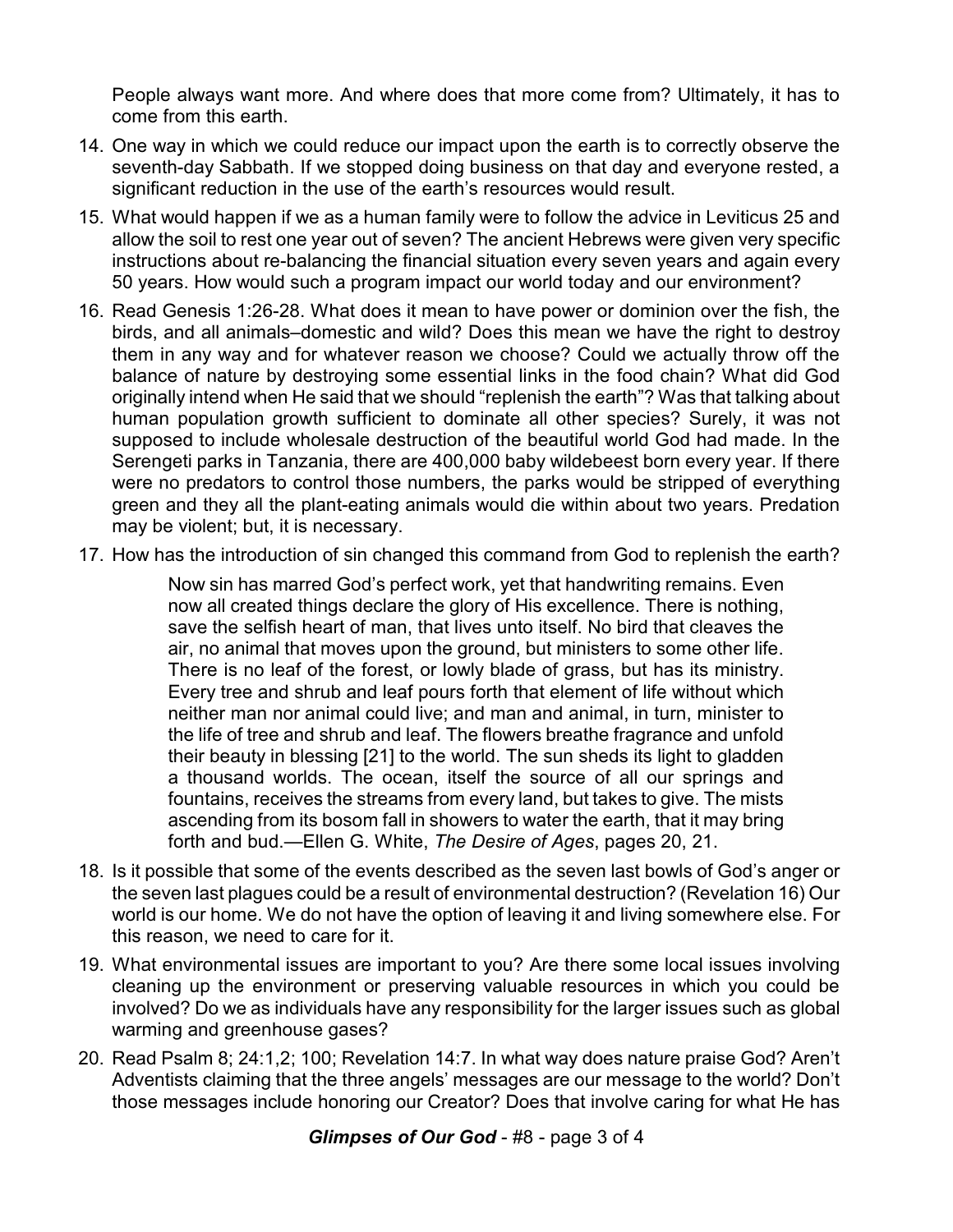People always want more. And where does that more come from? Ultimately, it has to come from this earth.

14. One way in which we could reduce our impact upon the earth is to correctly observe the seventh-day Sabbath. If we stopped doing business on that day and everyone rested, a significant reduction in the use of the earth's resources would result.

15. What would happen if we as a human family were to follow the advice in Leviticus 25 and allow the soil to rest one year out of seven? The ancient Hebrews were given very specific instructions about re-balancing the financial situation every seven years and again every 50 years. How would such a program impact our world today and our environment?

16. Read Genesis 1:26-28. What does it mean to have power or dominion over the fish, the birds, and all animals–domestic and wild? Does this mean we have the right to destroy them in any way and for whatever reason we choose? Could we actually throw off the balance of nature by destroying some essential links in the food chain? What did God originally intend when He said that we should "replenish the earth"? Was that talking about human population growth sufficient to dominate all other species? Surely, it was not supposed to include wholesale destruction of the beautiful world God had made. In the Serengeti parks in Tanzania, there are 400,000 baby wildebeest born every year. If there were no predators to control those numbers, the parks would be stripped of everything green and they all the plant-eating animals would die within about two years. Predation may be violent; but, it is necessary.

17. How has the introduction of sin changed this command from God to replenish the earth?

    > Now sin has marred God's perfect work, yet that handwriting remains. Even now all created things declare the glory of His excellence. There is nothing, save the selfish heart of man, that lives unto itself. No bird that cleaves the air, no animal that moves upon the ground, but ministers to some other life. There is no leaf of the forest, or lowly blade of grass, but has its ministry. Every tree and shrub and leaf pours forth that element of life without which neither man nor animal could live; and man and animal, in turn, minister to the life of tree and shrub and leaf. The flowers breathe fragrance and unfold their beauty in blessing [21] to the world. The sun sheds its light to gladden a thousand worlds. The ocean, itself the source of all our springs and fountains, receives the streams from every land, but takes to give. The mists ascending from its bosom fall in showers to water the earth, that it may bring forth and bud.—Ellen G. White, *The Desire of Ages*, pages 20, 21.

18. Is it possible that some of the events described as the seven last bowls of God's anger or the seven last plagues could be a result of environmental destruction? (Revelation 16) Our world is our home. We do not have the option of leaving it and living somewhere else. For this reason, we need to care for it.

19. What environmental issues are important to you? Are there some local issues involving cleaning up the environment or preserving valuable resources in which you could be involved? Do we as individuals have any responsibility for the larger issues such as global warming and greenhouse gases?

20. Read Psalm 8; 24:1,2; 100; Revelation 14:7. In what way does nature praise God? Aren't Adventists claiming that the three angels' messages are our message to the world? Don't those messages include honoring our Creator? Does that involve caring for what He has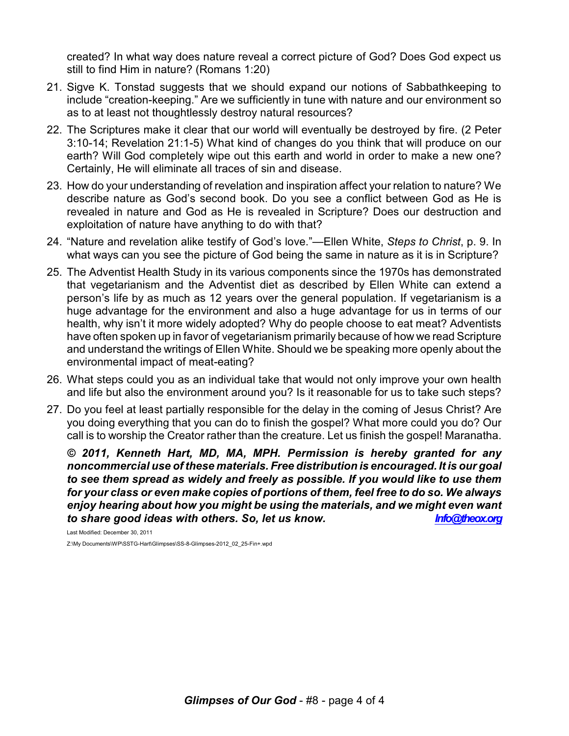created? In what way does nature reveal a correct picture of God? Does God expect us still to find Him in nature? (Romans 1:20)

21. Sigve K. Tonstad suggests that we should expand our notions of Sabbathkeeping to include "creation-keeping." Are we sufficiently in tune with nature and our environment so as to at least not thoughtlessly destroy natural resources?
22. The Scriptures make it clear that our world will eventually be destroyed by fire. (2 Peter 3:10-14; Revelation 21:1-5) What kind of changes do you think that will produce on our earth? Will God completely wipe out this earth and world in order to make a new one? Certainly, He will eliminate all traces of sin and disease.
23. How do your understanding of revelation and inspiration affect your relation to nature? We describe nature as God's second book. Do you see a conflict between God as He is revealed in nature and God as He is revealed in Scripture? Does our destruction and exploitation of nature have anything to do with that?
24. "Nature and revelation alike testify of God's love."—Ellen White, *Steps to Christ*, p. 9. In what ways can you see the picture of God being the same in nature as it is in Scripture?
25. The Adventist Health Study in its various components since the 1970s has demonstrated that vegetarianism and the Adventist diet as described by Ellen White can extend a person's life by as much as 12 years over the general population. If vegetarianism is a huge advantage for the environment and also a huge advantage for us in terms of our health, why isn't it more widely adopted? Why do people choose to eat meat? Adventists have often spoken up in favor of vegetarianism primarily because of how we read Scripture and understand the writings of Ellen White. Should we be speaking more openly about the environmental impact of meat-eating?
26. What steps could you as an individual take that would not only improve your own health and life but also the environment around you? Is it reasonable for us to take such steps?
27. Do you feel at least partially responsible for the delay in the coming of Jesus Christ? Are you doing everything that you can do to finish the gospel? What more could you do? Our call is to worship the Creator rather than the creature. Let us finish the gospel! Maranatha.

***© 2011, Kenneth Hart, MD, MA, MPH. Permission is hereby granted for any noncommercial use of these materials. Free distribution is encouraged. It is our goal to see them spread as widely and freely as possible. If you would like to use them for your class or even make copies of portions of them, feel free to do so. We always enjoy hearing about how you might be using the materials, and we might even want to share good ideas with others. So, let us know.*** ***Info@theox.org***

Last Modified: December 30, 2011

Z:\My Documents\WP\SSTG-Hart\Glimpses\SS-8-Glimpses-2012_02_25-Fin+.wpd